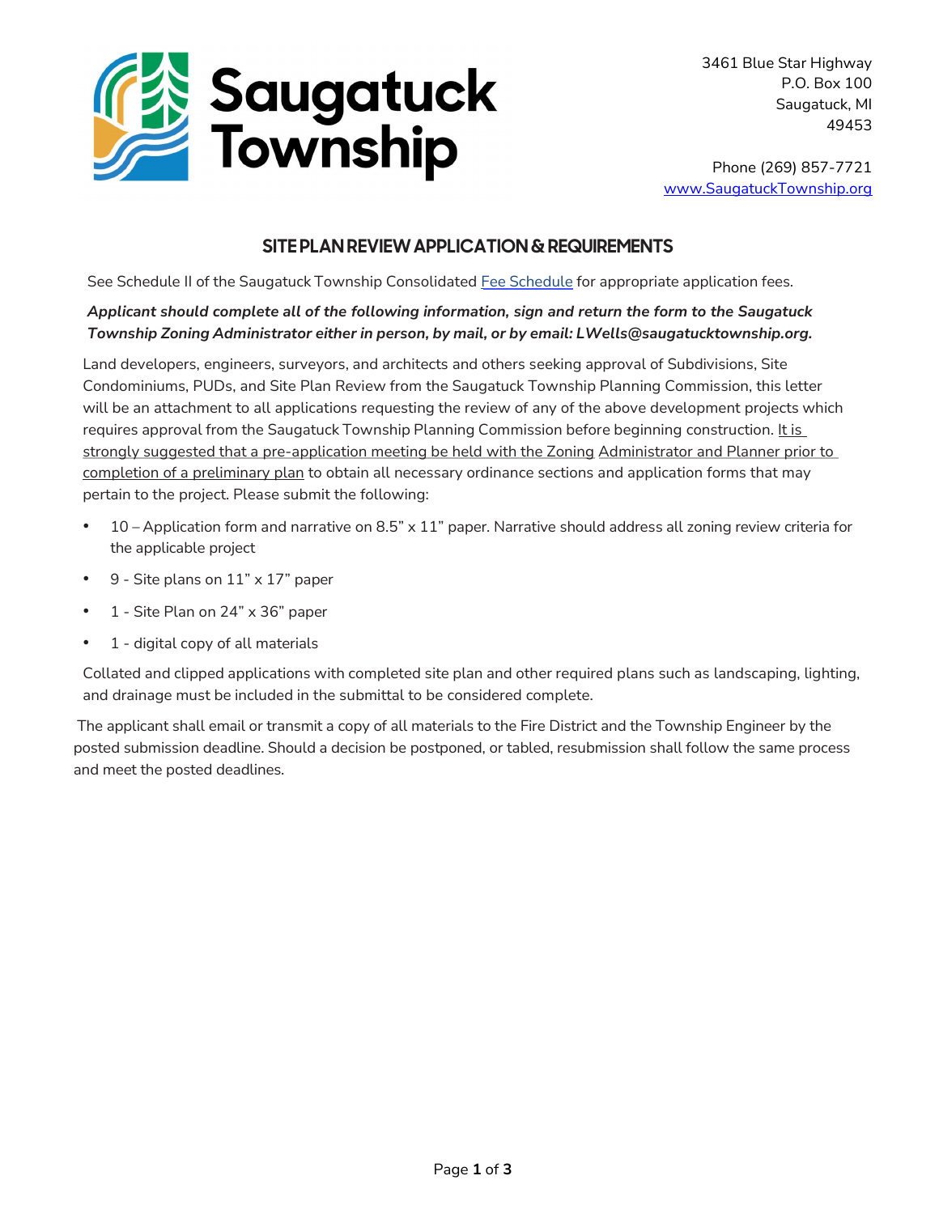# Saugatuck Township

3461 Blue Star Highway
P.O. Box 100
Saugatuck, MI
49453

Phone (269) 857-7721
www.SaugatuckTownship.org

## SITE PLAN REVIEW APPLICATION & REQUIREMENTS

See Schedule II of the Saugatuck Township Consolidated Fee Schedule for appropriate application fees.

***Applicant should complete all of the following information, sign and return the form to the Saugatuck Township Zoning Administrator either in person, by mail, or by email: LWells@saugatucktownship.org.***

Land developers, engineers, surveyors, and architects and others seeking approval of Subdivisions, Site Condominiums, PUDs, and Site Plan Review from the Saugatuck Township Planning Commission, this letter will be an attachment to all applications requesting the review of any of the above development projects which requires approval from the Saugatuck Township Planning Commission before beginning construction. It is strongly suggested that a pre-application meeting be held with the Zoning Administrator and Planner prior to completion of a preliminary plan to obtain all necessary ordinance sections and application forms that may pertain to the project. Please submit the following:

- 10 – Application form and narrative on 8.5" x 11" paper. Narrative should address all zoning review criteria for the applicable project
- 9 - Site plans on 11" x 17" paper
- 1 - Site Plan on 24" x 36" paper
- 1 - digital copy of all materials

Collated and clipped applications with completed site plan and other required plans such as landscaping, lighting, and drainage must be included in the submittal to be considered complete.

The applicant shall email or transmit a copy of all materials to the Fire District and the Township Engineer by the posted submission deadline. Should a decision be postponed, or tabled, resubmission shall follow the same process and meet the posted deadlines.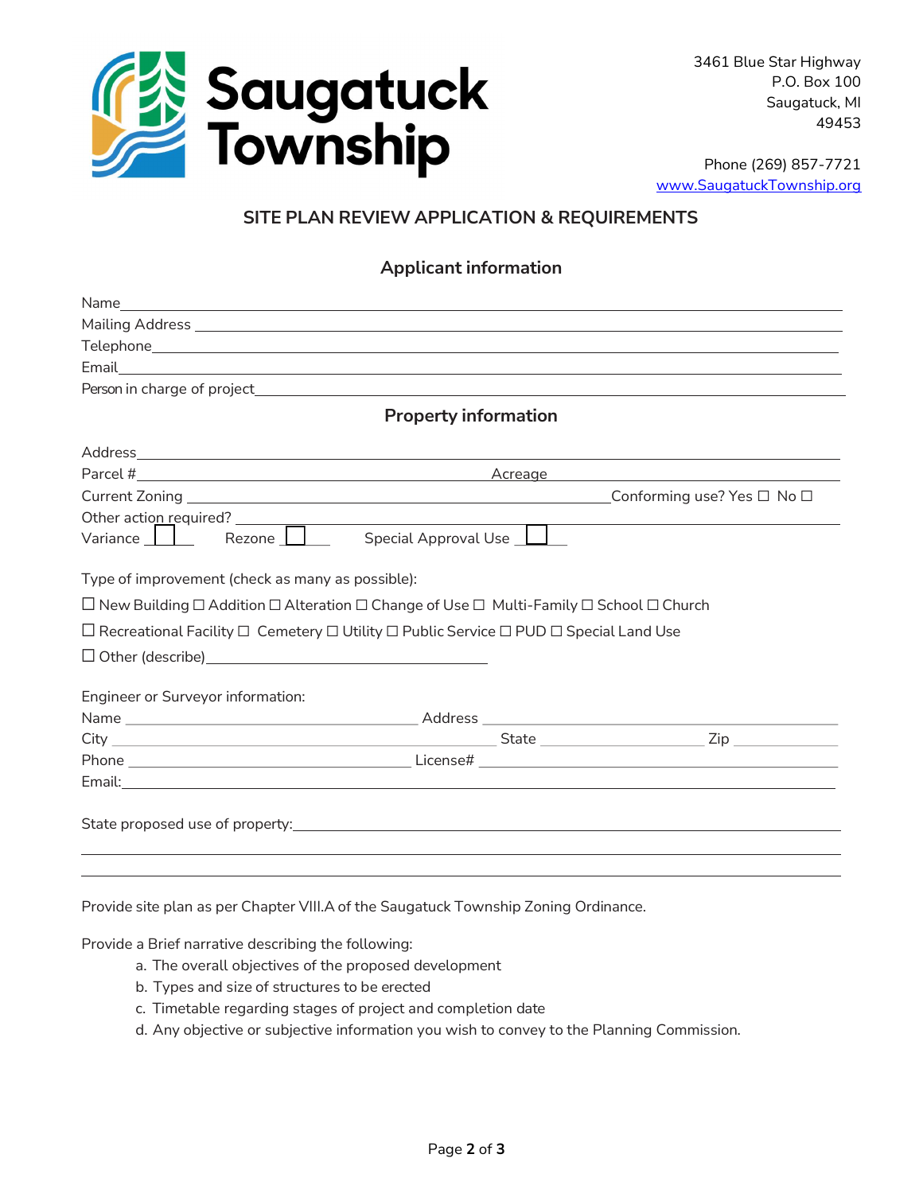Saugatuck Township

3461 Blue Star Highway
P.O. Box 100
Saugatuck, MI
49453

Phone (269) 857-7721
www.SaugatuckTownship.org

## SITE PLAN REVIEW APPLICATION & REQUIREMENTS

### Applicant information

Name\_\_\_\_\_\_\_\_\_\_\_\_\_\_\_\_\_\_\_\_\_\_\_\_\_\_\_\_\_\_\_\_\_\_\_\_\_\_\_\_\_\_\_\_\_\_\_\_

Mailing Address \_\_\_\_\_\_\_\_\_\_\_\_\_\_\_\_\_\_\_\_\_\_\_\_\_\_\_\_\_\_\_\_\_\_\_\_\_\_\_\_\_\_

Telephone\_\_\_\_\_\_\_\_\_\_\_\_\_\_\_\_\_\_\_\_\_\_\_\_\_\_\_\_\_\_\_\_\_\_\_\_\_\_\_\_\_\_\_\_\_

Email\_\_\_\_\_\_\_\_\_\_\_\_\_\_\_\_\_\_\_\_\_\_\_\_\_\_\_\_\_\_\_\_\_\_\_\_\_\_\_\_\_\_\_\_\_\_\_\_\_

Person in charge of project\_\_\_\_\_\_\_\_\_\_\_\_\_\_\_\_\_\_\_\_\_\_\_\_\_\_\_\_\_\_\_\_\_\_\_\_

### Property information

Address\_\_\_\_\_\_\_\_\_\_\_\_\_\_\_\_\_\_\_\_\_\_\_\_\_\_\_\_\_\_\_\_\_\_\_\_\_\_\_\_\_\_\_\_\_\_\_

Parcel #\_\_\_\_\_\_\_\_\_\_\_\_\_\_\_\_\_\_\_\_\_\_\_\_\_\_ Acreage \_\_\_\_\_\_\_\_\_\_\_\_\_\_\_\_\_\_

Current Zoning \_\_\_\_\_\_\_\_\_\_\_\_\_\_\_\_\_\_\_\_\_\_\_\_\_\_\_\_\_\_Conforming use? Yes ☐ No ☐

Other action required? \_\_\_\_\_\_\_\_\_\_\_\_\_\_\_\_\_\_\_\_\_\_\_\_\_\_\_\_\_\_\_\_\_\_\_\_\_\_\_\_

Variance ☐ Rezone ☐ Special Approval Use ☐

Type of improvement (check as many as possible):

☐ New Building ☐ Addition ☐ Alteration ☐ Change of Use ☐ Multi-Family ☐ School ☐ Church

☐ Recreational Facility ☐ Cemetery ☐ Utility ☐ Public Service ☐ PUD ☐ Special Land Use

☐ Other (describe)\_\_\_\_\_\_\_\_\_\_\_\_\_\_\_\_\_\_\_\_\_\_\_\_\_\_\_\_\_\_\_\_\_\_

Engineer or Surveyor information:

Name \_\_\_\_\_\_\_\_\_\_\_\_\_\_\_\_\_\_\_\_\_\_\_\_ Address \_\_\_\_\_\_\_\_\_\_\_\_\_\_\_\_\_\_\_\_\_\_\_\_\_\_\_

City \_\_\_\_\_\_\_\_\_\_\_\_\_\_\_\_\_\_\_\_\_\_\_\_\_\_\_\_\_\_\_ State \_\_\_\_\_\_\_\_\_\_\_\_\_ Zip \_\_\_\_\_\_\_\_

Phone \_\_\_\_\_\_\_\_\_\_\_\_\_\_\_\_\_\_\_\_\_\_\_ License# \_\_\_\_\_\_\_\_\_\_\_\_\_\_\_\_\_\_\_\_\_\_\_\_\_\_\_\_\_

Email:\_\_\_\_\_\_\_\_\_\_\_\_\_\_\_\_\_\_\_\_\_\_\_\_\_\_\_\_\_\_\_\_\_\_\_\_\_\_\_\_\_\_\_\_\_\_\_\_

State proposed use of property:\_\_\_\_\_\_\_\_\_\_\_\_\_\_\_\_\_\_\_\_\_\_\_\_\_\_\_\_\_\_\_\_\_\_\_\_\_

\_\_\_\_\_\_\_\_\_\_\_\_\_\_\_\_\_\_\_\_\_\_\_\_\_\_\_\_\_\_\_\_\_\_\_\_\_\_\_\_\_\_\_\_\_\_\_\_\_\_\_\_\_\_\_\_

\_\_\_\_\_\_\_\_\_\_\_\_\_\_\_\_\_\_\_\_\_\_\_\_\_\_\_\_\_\_\_\_\_\_\_\_\_\_\_\_\_\_\_\_\_\_\_\_\_\_\_\_\_\_\_\_

Provide site plan as per Chapter VIII.A of the Saugatuck Township Zoning Ordinance.

Provide a Brief narrative describing the following:

a. The overall objectives of the proposed development
b. Types and size of structures to be erected
c. Timetable regarding stages of project and completion date
d. Any objective or subjective information you wish to convey to the Planning Commission.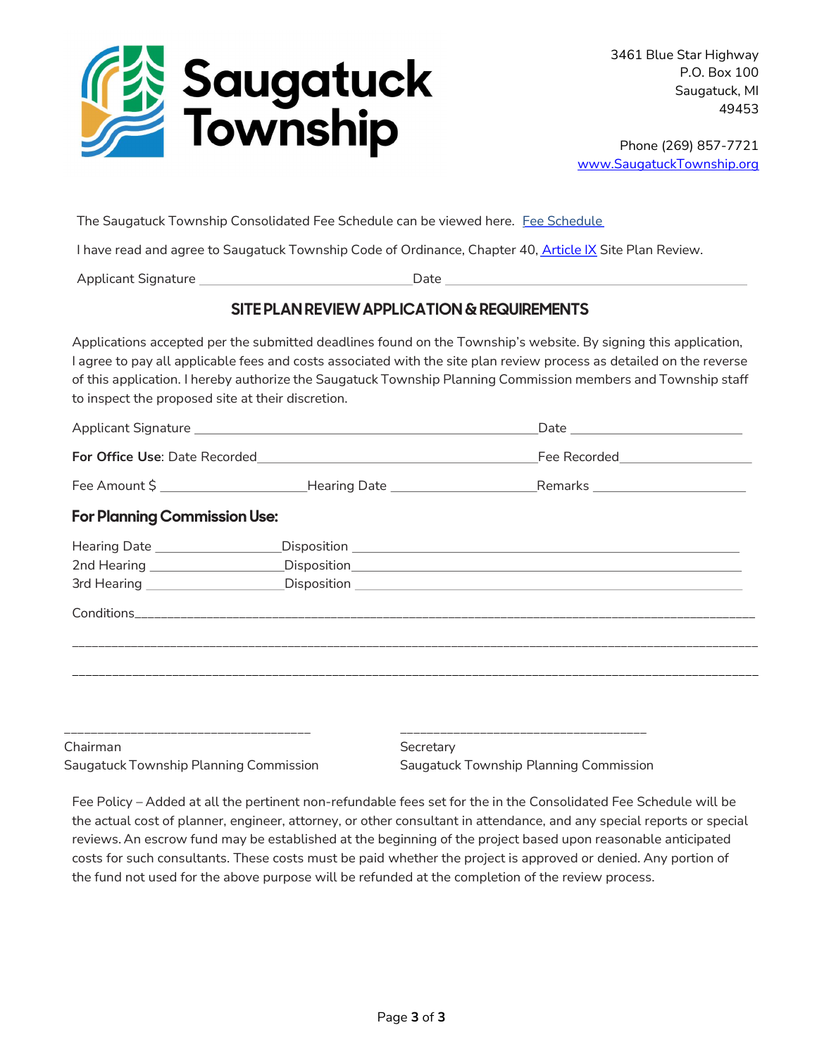Saugatuck Township

3461 Blue Star Highway
P.O. Box 100
Saugatuck, MI
49453

Phone (269) 857-7721
www.SaugatuckTownship.org

The Saugatuck Township Consolidated Fee Schedule can be viewed here. Fee Schedule

I have read and agree to Saugatuck Township Code of Ordinance, Chapter 40, Article IX Site Plan Review.

Applicant Signature ______________________________ Date ____________________________________________

## SITE PLAN REVIEW APPLICATION & REQUIREMENTS

Applications accepted per the submitted deadlines found on the Township's website. By signing this application, I agree to pay all applicable fees and costs associated with the site plan review process as detailed on the reverse of this application. I hereby authorize the Saugatuck Township Planning Commission members and Township staff to inspect the proposed site at their discretion.

Applicant Signature ________________________________________________ Date ________________________

**For Office Use**: Date Recorded_______________________________________ Fee Recorded__________________

Fee Amount $ ____________________ Hearing Date ____________________ Remarks _____________________

### For Planning Commission Use:

Hearing Date _________________ Disposition ______________________________________________________

2nd Hearing __________________ Disposition______________________________________________________

3rd Hearing __________________ Disposition ______________________________________________________

Conditions____________________________________________________________________________________

______________________________________________________________________________________________

______________________________________________________________________________________________

___________________________________
Chairman
Saugatuck Township Planning Commission

___________________________________
Secretary
Saugatuck Township Planning Commission

Fee Policy – Added at all the pertinent non-refundable fees set for the in the Consolidated Fee Schedule will be the actual cost of planner, engineer, attorney, or other consultant in attendance, and any special reports or special reviews. An escrow fund may be established at the beginning of the project based upon reasonable anticipated costs for such consultants. These costs must be paid whether the project is approved or denied. Any portion of the fund not used for the above purpose will be refunded at the completion of the review process.